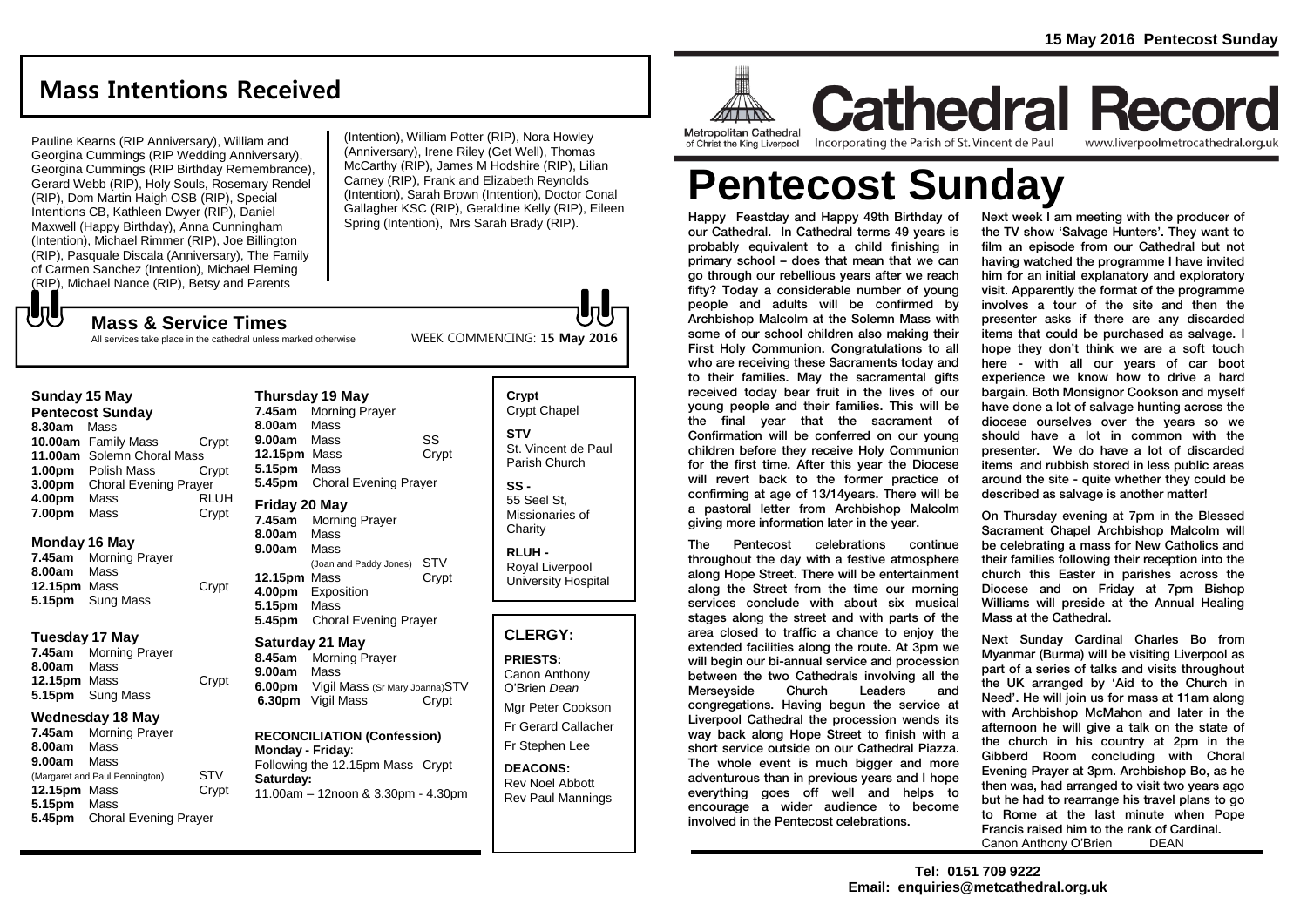# Mass Intentions Received

Pauline Kearns (RIP Anniversary), William and Georgina Cummings (RIP Wedding Anniversary), Georgina Cummings (RIP Birthday Remembrance), Gerard Webb (RIP), Holy Souls, Rosemary Rendel (RIP), Dom Martin Haigh OSB (RIP), Special Intentions CB, Kathleen Dwyer (RIP), Daniel Maxwell (Happy Birthday), Anna Cunningham (Intention), Michael Rimmer (RIP), Joe Billington (RIP), Pasquale Discala (Anniversary), The Family of Carmen Sanchez (Intention), Michael Fleming (RIP), Michael Nance (RIP), Betsy and Parents (Intention), William Potter (RIP), Nora Howley (Anniversary), Irene Riley (Get Well), Thomas McCarthy (RIP), James M Hodshire (RIP), Lilian Carney (RIP), Frank and Elizabeth Reynolds (Intention), Sarah Brown (Intention), Doctor Conal Gallagher KSC (RIP), Geraldine Kelly (RIP), Eileen Spring (Intention), Mrs Sarah Brady (RIP).

## Mass & Service Times

All services take place in the cathedral unless marked otherwise

WEEK COMMENCING: **15 May 2016**

### Sunday 15 May
**Pentecost Sunday**

| | | |
|---|---|---|
| **8.30am** | Mass | |
| **10.00am** | Family Mass | Crypt |
| **11.00am** | Solemn Choral Mass | |
| **1.00pm** | Polish Mass | Crypt |
| **3.00pm** | Choral Evening Prayer | |
| **4.00pm** | Mass | RLUH |
| **7.00pm** | Mass | Crypt |

### Monday 16 May

| | | |
|---|---|---|
| **7.45am** | Morning Prayer | |
| **8.00am** | Mass | |
| **12.15pm** | Mass | Crypt |
| **5.15pm** | Sung Mass | |

### Tuesday 17 May

| | | |
|---|---|---|
| **7.45am** | Morning Prayer | |
| **8.00am** | Mass | |
| **12.15pm** | Mass | Crypt |
| **5.15pm** | Sung Mass | |

### Wednesday 18 May

| | | |
|---|---|---|
| **7.45am** | Morning Prayer | |
| **8.00am** | Mass | |
| **9.00am** | Mass (Margaret and Paul Pennington) | STV |
| **12.15pm** | Mass | Crypt |
| **5.15pm** | Mass | |
| **5.45pm** | Choral Evening Prayer | |

### Thursday 19 May

| | | |
|---|---|---|
| **7.45am** | Morning Prayer | |
| **8.00am** | Mass | |
| **9.00am** | Mass | SS |
| **12.15pm** | Mass | Crypt |
| **5.15pm** | Mass | |
| **5.45pm** | Choral Evening Prayer | |

### Friday 20 May

| | | |
|---|---|---|
| **7.45am** | Morning Prayer | |
| **8.00am** | Mass | |
| **9.00am** | Mass (Joan and Paddy Jones) | STV |
| **12.15pm** | Mass | Crypt |
| **4.00pm** | Exposition | |
| **5.15pm** | Mass | |
| **5.45pm** | Choral Evening Prayer | |

### Saturday 21 May

| | | |
|---|---|---|
| **8.45am** | Morning Prayer | |
| **9.00am** | Mass | |
| **6.00pm** | Vigil Mass (Sr Mary Joanna) | STV |
| **6.30pm** | Vigil Mass | Crypt |

**RECONCILIATION (Confession)**
**Monday - Friday**:
Following the 12.15pm Mass Crypt
**Saturday:**
11.00am – 12noon & 3.30pm - 4.30pm

**Crypt**
Crypt Chapel

**STV**
St. Vincent de Paul Parish Church

**SS -**
55 Seel St, Missionaries of Charity

**RLUH -**
Royal Liverpool University Hospital

## CLERGY:

**PRIESTS:**
Canon Anthony O'Brien *Dean*
Mgr Peter Cookson
Fr Gerard Callacher
Fr Stephen Lee

**DEACONS:**
Rev Noel Abbott
Rev Paul Mannings

**15 May 2016 Pentecost Sunday**

Metropolitan Cathedral of Christ the King Liverpool

# Cathedral Record

Incorporating the Parish of St. Vincent de Paul — www.liverpoolmetrocathedral.org.uk

# Pentecost Sunday

Happy Feastday and Happy 49th Birthday of our Cathedral. In Cathedral terms 49 years is probably equivalent to a child finishing in primary school – does that mean that we can go through our rebellious years after we reach fifty? Today a considerable number of young people and adults will be confirmed by Archbishop Malcolm at the Solemn Mass with some of our school children also making their First Holy Communion. Congratulations to all who are receiving these Sacraments today and to their families. May the sacramental gifts received today bear fruit in the lives of our young people and their families. This will be the final year that the sacrament of Confirmation will be conferred on our young children before they receive Holy Communion for the first time. After this year the Diocese will revert back to the former practice of confirming at age of 13/14years. There will be a pastoral letter from Archbishop Malcolm giving more information later in the year.

The Pentecost celebrations continue throughout the day with a festive atmosphere along Hope Street. There will be entertainment along the Street from the time our morning services conclude with about six musical stages along the street and with parts of the area closed to traffic a chance to enjoy the extended facilities along the route. At 3pm we will begin our bi-annual service and procession between the two Cathedrals involving all the Merseyside Church Leaders and congregations. Having begun the service at Liverpool Cathedral the procession wends its way back along Hope Street to finish with a short service outside on our Cathedral Piazza. The whole event is much bigger and more adventurous than in previous years and I hope everything goes off well and helps to encourage a wider audience to become involved in the Pentecost celebrations.

Next week I am meeting with the producer of the TV show 'Salvage Hunters'. They want to film an episode from our Cathedral but not having watched the programme I have invited him for an initial explanatory and exploratory visit. Apparently the format of the programme involves a tour of the site and then the presenter asks if there are any discarded items that could be purchased as salvage. I hope they don't think we are a soft touch here - with all our years of car boot experience we know how to drive a hard bargain. Both Monsignor Cookson and myself have done a lot of salvage hunting across the diocese ourselves over the years so we should have a lot in common with the presenter. We do have a lot of discarded items and rubbish stored in less public areas around the site - quite whether they could be described as salvage is another matter!

On Thursday evening at 7pm in the Blessed Sacrament Chapel Archbishop Malcolm will be celebrating a mass for New Catholics and their families following their reception into the church this Easter in parishes across the Diocese and on Friday at 7pm Bishop Williams will preside at the Annual Healing Mass at the Cathedral.

Next Sunday Cardinal Charles Bo from Myanmar (Burma) will be visiting Liverpool as part of a series of talks and visits throughout the UK arranged by 'Aid to the Church in Need'. He will join us for mass at 11am along with Archbishop McMahon and later in the afternoon he will give a talk on the state of the church in his country at 2pm in the Gibberd Room concluding with Choral Evening Prayer at 3pm. Archbishop Bo, as he then was, had arranged to visit two years ago but he had to rearrange his travel plans to go to Rome at the last minute when Pope Francis raised him to the rank of Cardinal.

Canon Anthony O'Brien DEAN

**Tel: 0151 709 9222**
**Email: enquiries@metcathedral.org.uk**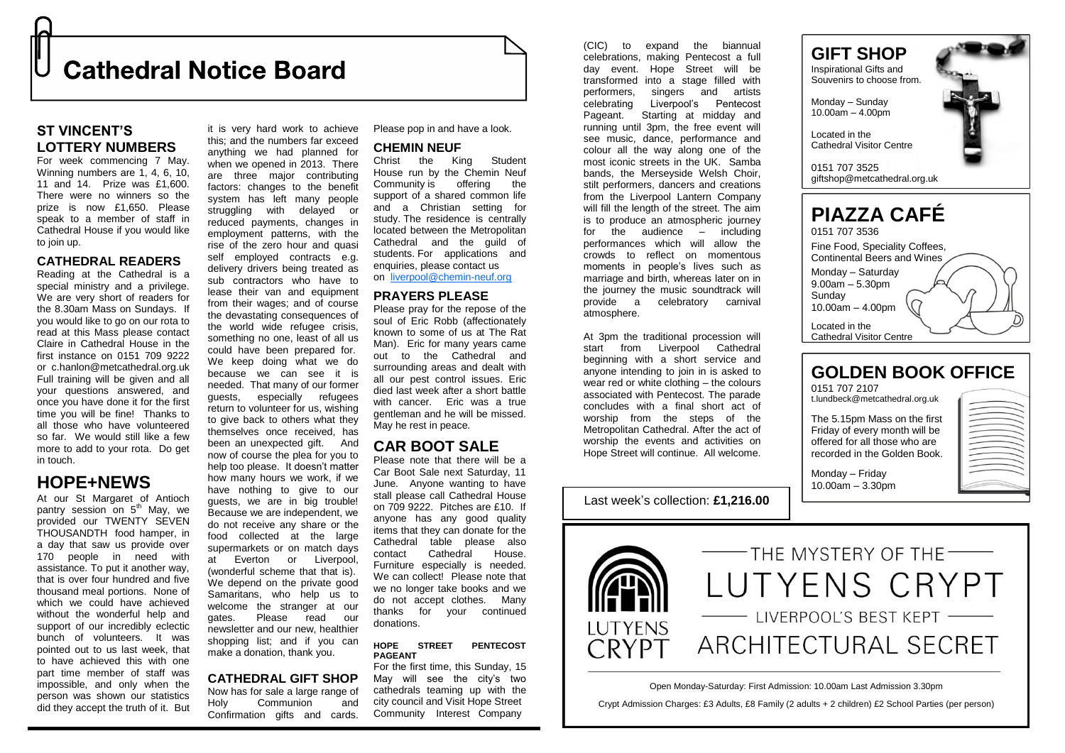# Cathedral Notice Board

## ST VINCENT'S LOTTERY NUMBERS

For week commencing 7 May. Winning numbers are 1, 4, 6, 10, 11 and 14. Prize was £1,600. There were no winners so the prize is now £1,650. Please speak to a member of staff in Cathedral House if you would like to join up.

### CATHEDRAL READERS

Reading at the Cathedral is a special ministry and a privilege. We are very short of readers for the 8.30am Mass on Sundays. If you would like to go on our rota to read at this Mass please contact Claire in Cathedral House in the first instance on 0151 709 9222 or c.hanlon@metcathedral.org.uk Full training will be given and all your questions answered, and once you have done it for the first time you will be fine! Thanks to all those who have volunteered so far. We would still like a few more to add to your rota. Do get in touch.

## HOPE+NEWS

At our St Margaret of Antioch pantry session on 5th May, we provided our TWENTY SEVEN THOUSANDTH food hamper, in a day that saw us provide over 170 people in need with assistance. To put it another way, that is over four hundred and five thousand meal portions. None of which we could have achieved without the wonderful help and support of our incredibly eclectic bunch of volunteers. It was pointed out to us last week, that to have achieved this with one part time member of staff was impossible, and only when the person was shown our statistics did they accept the truth of it. But it is very hard work to achieve this; and the numbers far exceed anything we had planned for when we opened in 2013. There are three major contributing factors: changes to the benefit system has left many people struggling with delayed or reduced payments, changes in employment patterns, with the rise of the zero hour and quasi self employed contracts e.g. delivery drivers being treated as sub contractors who have to lease their van and equipment from their wages; and of course the devastating consequences of the world wide refugee crisis, something no one, least of all us could have been prepared for. We keep doing what we do because we can see it is needed. That many of our former guests, especially refugees return to volunteer for us, wishing to give back to others what they themselves once received, has been an unexpected gift. And now of course the plea for you to help too please. It doesn't matter how many hours we work, if we have nothing to give to our guests, we are in big trouble! Because we are independent, we do not receive any share or the food collected at the large supermarkets or on match days at Everton or Liverpool, (wonderful scheme that that is). We depend on the private good Samaritans, who help us to welcome the stranger at our gates. Please read our newsletter and our new, healthier shopping list; and if you can make a donation, thank you.

### CATHEDRAL GIFT SHOP

Now has for sale a large range of Holy Communion and Confirmation gifts and cards. Please pop in and have a look.

### CHEMIN NEUF

Christ the King Student House run by the Chemin Neuf Community is offering the support of a shared common life and a Christian setting for study. The residence is centrally located between the Metropolitan Cathedral and the guild of students. For applications and enquiries, please contact us on liverpool@chemin-neuf.org

### PRAYERS PLEASE

Please pray for the repose of the soul of Eric Robb (affectionately known to some of us at The Rat Man). Eric for many years came out to the Cathedral and surrounding areas and dealt with all our pest control issues. Eric died last week after a short battle with cancer. Eric was a true gentleman and he will be missed. May he rest in peace.

## CAR BOOT SALE

Please note that there will be a Car Boot Sale next Saturday, 11 June. Anyone wanting to have stall please call Cathedral House on 709 9222. Pitches are £10. If anyone has any good quality items that they can donate for the Cathedral table please also contact Cathedral House. Furniture especially is needed. We can collect! Please note that we no longer take books and we do not accept clothes. Many thanks for your continued donations.

#### HOPE STREET PENTECOST PAGEANT

For the first time, this Sunday, 15 May will see the city's two cathedrals teaming up with the city council and Visit Hope Street Community Interest Company (CIC) to expand the biannual celebrations, making Pentecost a full day event. Hope Street will be transformed into a stage filled with performers, singers and artists celebrating Liverpool's Pentecost Pageant. Starting at midday and running until 3pm, the free event will see music, dance, performance and colour all the way along one of the most iconic streets in the UK. Samba bands, the Merseyside Welsh Choir, stilt performers, dancers and creations from the Liverpool Lantern Company will fill the length of the street. The aim is to produce an atmospheric journey for the audience – including performances which will allow the crowds to reflect on momentous moments in people's lives such as marriage and birth, whereas later on in the journey the music soundtrack will provide a celebratory carnival atmosphere.

At 3pm the traditional procession will start from Liverpool Cathedral beginning with a short service and anyone intending to join in is asked to wear red or white clothing – the colours associated with Pentecost. The parade concludes with a final short act of worship from the steps of the Metropolitan Cathedral. After the act of worship the events and activities on Hope Street will continue. All welcome.

Last week's collection: **£1,216.00**

## GIFT SHOP

Inspirational Gifts and Souvenirs to choose from.

Monday – Sunday
10.00am – 4.00pm

Located in the Cathedral Visitor Centre

0151 707 3525
giftshop@metcathedral.org.uk

## PIAZZA CAFÉ

0151 707 3536

Fine Food, Speciality Coffees, Continental Beers and Wines

Monday – Saturday
9.00am – 5.30pm
Sunday
10.00am – 4.00pm

Located in the Cathedral Visitor Centre

## GOLDEN BOOK OFFICE

0151 707 2107
t.lundbeck@metcathedral.org.uk

The 5.15pm Mass on the first Friday of every month will be offered for all those who are recorded in the Golden Book.

Monday – Friday
10.00am – 3.30pm

LUTYENS CRYPT

THE MYSTERY OF THE

# LUTYENS CRYPT

LIVERPOOL'S BEST KEPT

ARCHITECTURAL SECRET

Open Monday-Saturday: First Admission: 10.00am Last Admission 3.30pm

Crypt Admission Charges: £3 Adults, £8 Family (2 adults + 2 children) £2 School Parties (per person)